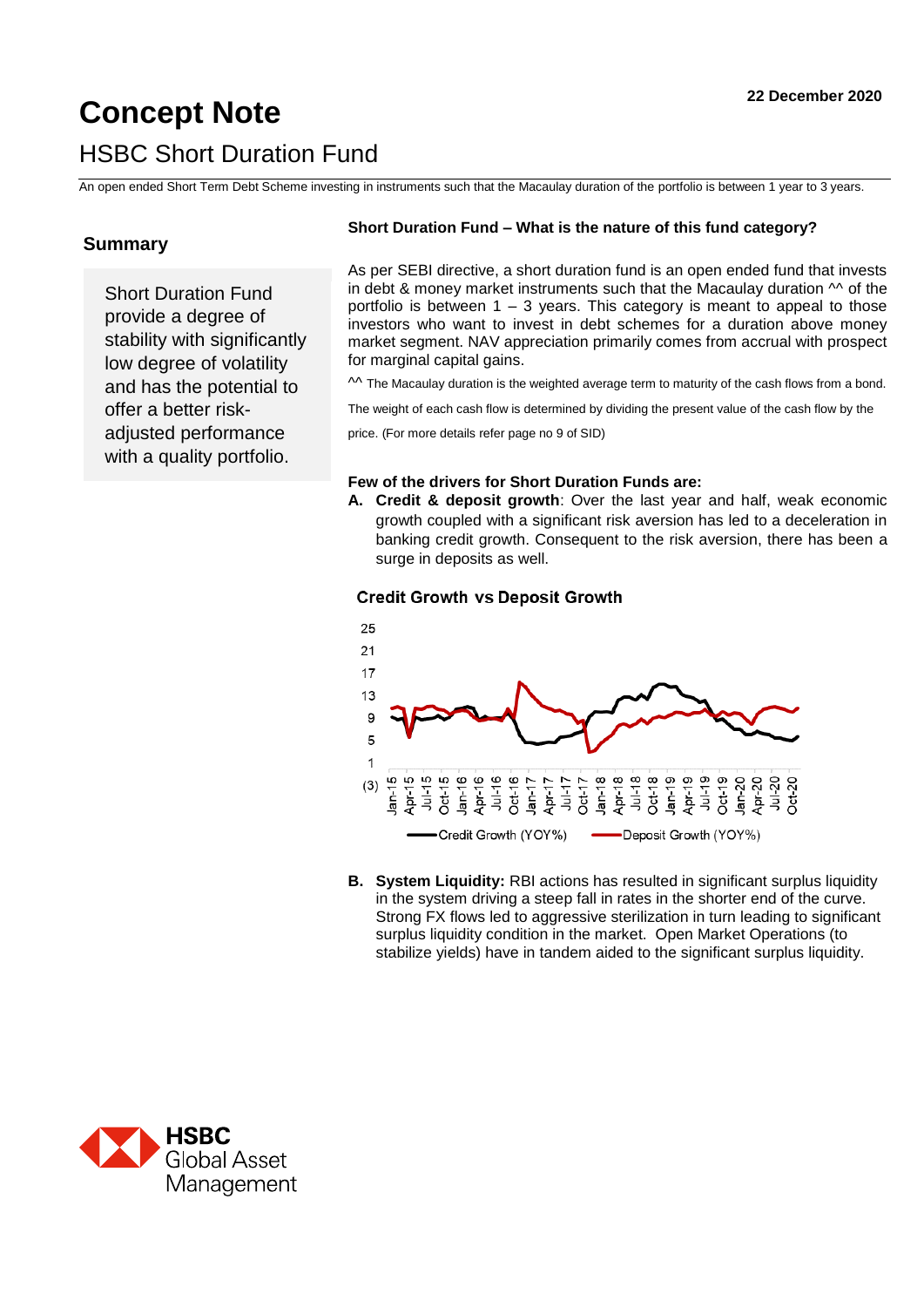22 December 2020

# Concept Note

## HSBC Short Duration Fund

An open ended Short Term Debt Scheme investing in instruments such that the Macaulay duration of the portfolio is between 1 year to 3 years.

### Summary

Short Duration Fund provide a degree of stability with significantly low degree of volatility and has the potential to offer a better risk-adjusted performance with a quality portfolio.

**Short Duration Fund – What is the nature of this fund category?**

As per SEBI directive, a short duration fund is an open ended fund that invests in debt & money market instruments such that the Macaulay duration ^^ of the portfolio is between 1 – 3 years. This category is meant to appeal to those investors who want to invest in debt schemes for a duration above money market segment. NAV appreciation primarily comes from accrual with prospect for marginal capital gains.

^^ The Macaulay duration is the weighted average term to maturity of the cash flows from a bond. The weight of each cash flow is determined by dividing the present value of the cash flow by the price. (For more details refer page no 9 of SID)

**Few of the drivers for Short Duration Funds are:**

**A. Credit & deposit growth**: Over the last year and half, weak economic growth coupled with a significant risk aversion has led to a deceleration in banking credit growth. Consequent to the risk aversion, there has been a surge in deposits as well.

**Credit Growth vs Deposit Growth**

Legend: Credit Growth (YOY%), Deposit Growth (YOY%)

Y-axis: (3), 1, 5, 9, 13, 17, 21, 25

X-axis: Jan-15, Apr-15, Jul-15, Oct-15, Jan-16, Apr-16, Jul-16, Oct-16, Jan-17, Apr-17, Jul-17, Oct-17, Jan-18, Apr-18, Jul-18, Oct-18, Jan-19, Apr-19, Jul-19, Oct-19, Jan-20, Apr-20, Jul-20, Oct-20

**B. System Liquidity:** RBI actions has resulted in significant surplus liquidity in the system driving a steep fall in rates in the shorter end of the curve. Strong FX flows led to aggressive sterilization in turn leading to significant surplus liquidity condition in the market. Open Market Operations (to stabilize yields) have in tandem aided to the significant surplus liquidity.

HSBC Global Asset Management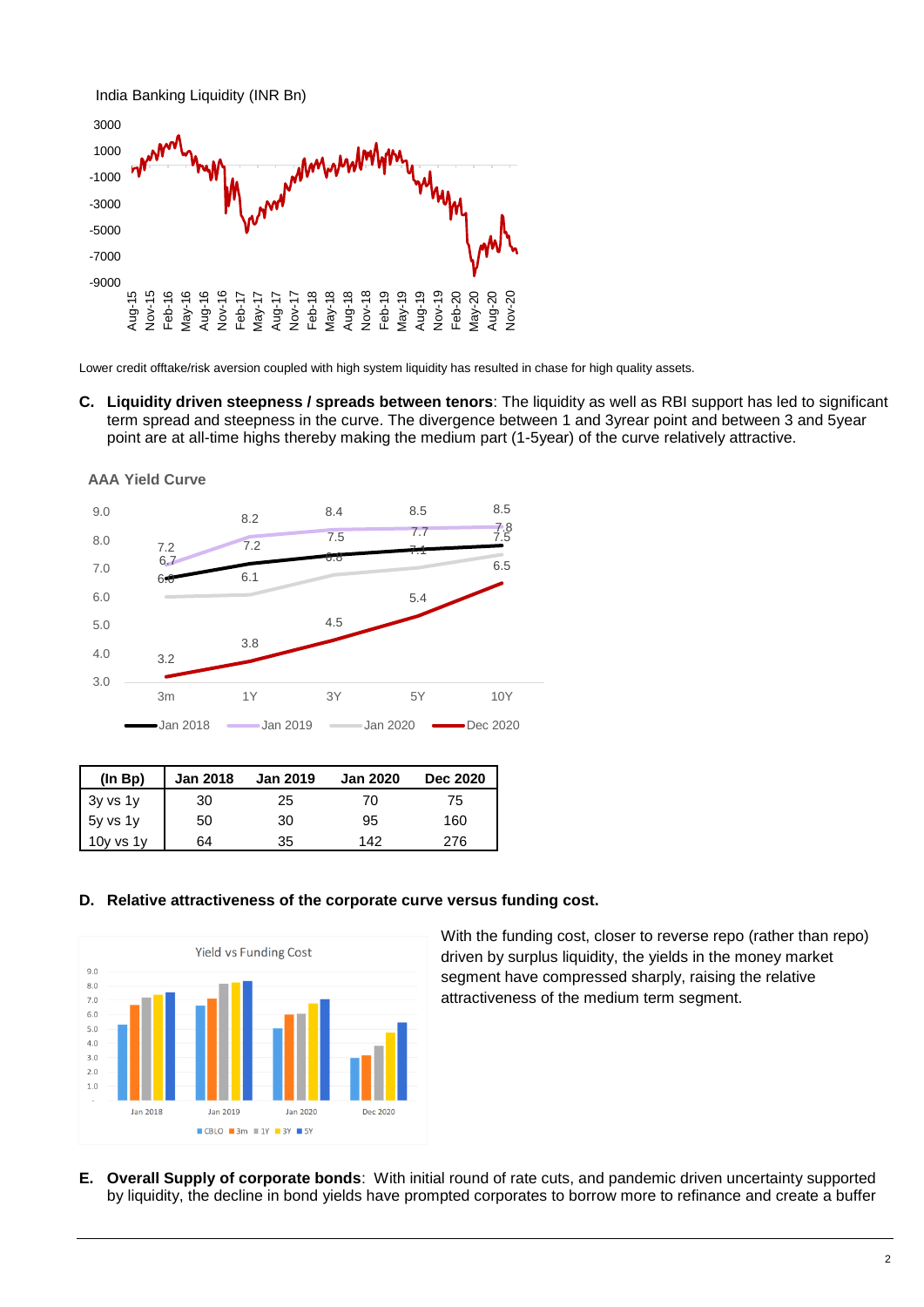India Banking Liquidity (INR Bn)

Lower credit offtake/risk aversion coupled with high system liquidity has resulted in chase for high quality assets.

C. **Liquidity driven steepness / spreads between tenors**: The liquidity as well as RBI support has led to significant term spread and steepness in the curve. The divergence between 1 and 3yrear point and between 3 and 5year point are at all-time highs thereby making the medium part (1-5year) of the curve relatively attractive.

AAA Yield Curve

| (In Bp) | Jan 2018 | Jan 2019 | Jan 2020 | Dec 2020 |
|---|---|---|---|---|
| 3y vs 1y | 30 | 25 | 70 | 75 |
| 5y vs 1y | 50 | 30 | 95 | 160 |
| 10y vs 1y | 64 | 35 | 142 | 276 |

D. **Relative attractiveness of the corporate curve versus funding cost.**

With the funding cost, closer to reverse repo (rather than repo) driven by surplus liquidity, the yields in the money market segment have compressed sharply, raising the relative attractiveness of the medium term segment.

E. **Overall Supply of corporate bonds**: With initial round of rate cuts, and pandemic driven uncertainty supported by liquidity, the decline in bond yields have prompted corporates to borrow more to refinance and create a buffer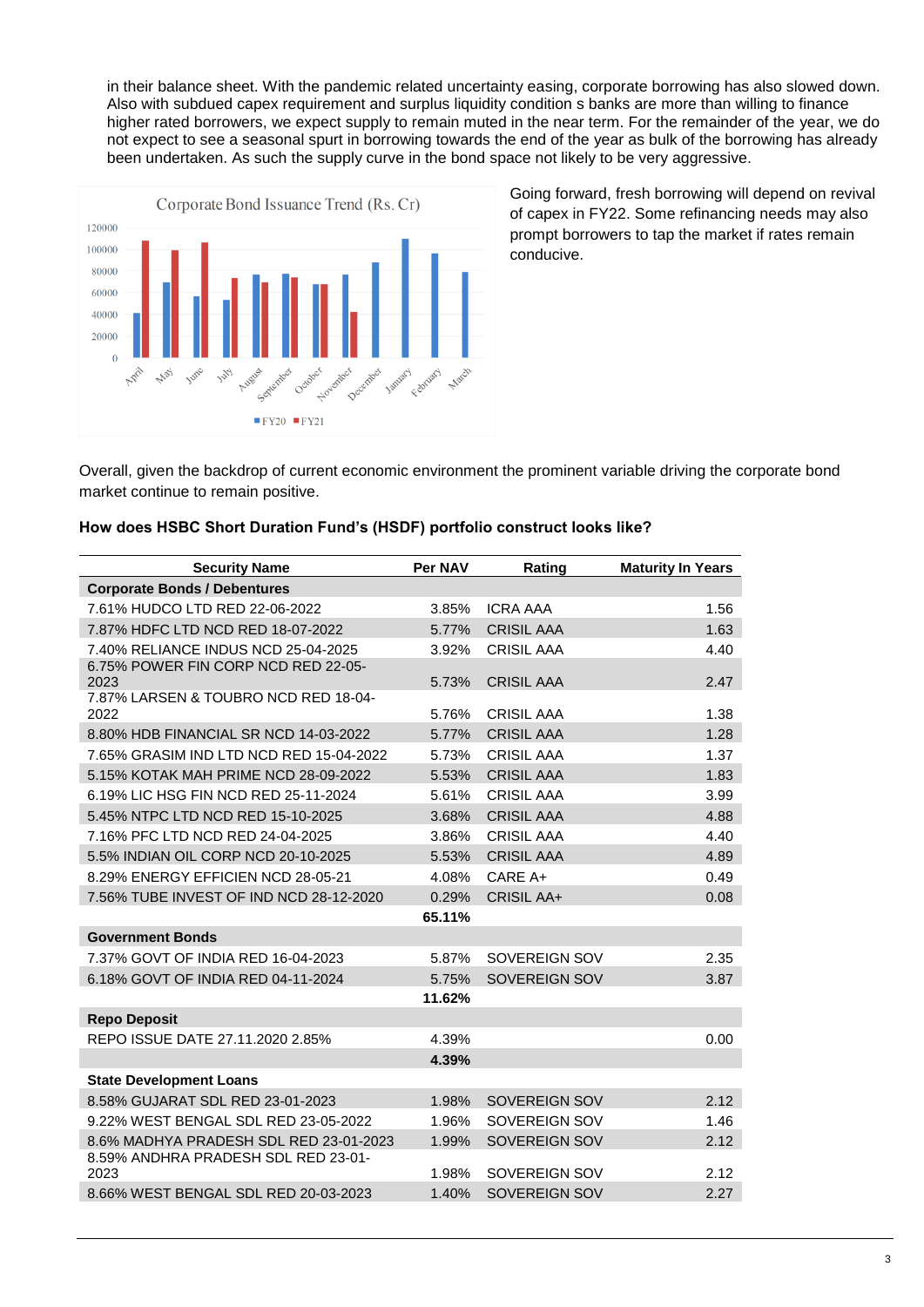in their balance sheet. With the pandemic related uncertainty easing, corporate borrowing has also slowed down. Also with subdued capex requirement and surplus liquidity condition s banks are more than willing to finance higher rated borrowers, we expect supply to remain muted in the near term. For the remainder of the year, we do not expect to see a seasonal spurt in borrowing towards the end of the year as bulk of the borrowing has already been undertaken. As such the supply curve in the bond space not likely to be very aggressive.

Going forward, fresh borrowing will depend on revival of capex in FY22. Some refinancing needs may also prompt borrowers to tap the market if rates remain conducive.

Overall, given the backdrop of current economic environment the prominent variable driving the corporate bond market continue to remain positive.

**How does HSBC Short Duration Fund's (HSDF) portfolio construct looks like?**

| Security Name | Per NAV | Rating | Maturity In Years |
|---|---|---|---|
| **Corporate Bonds / Debentures** | | | |
| 7.61% HUDCO LTD RED 22-06-2022 | 3.85% | ICRA AAA | 1.56 |
| 7.87% HDFC LTD NCD RED 18-07-2022 | 5.77% | CRISIL AAA | 1.63 |
| 7.40% RELIANCE INDUS NCD 25-04-2025 | 3.92% | CRISIL AAA | 4.40 |
| 6.75% POWER FIN CORP NCD RED 22-05-2023 | 5.73% | CRISIL AAA | 2.47 |
| 7.87% LARSEN & TOUBRO NCD RED 18-04-2022 | 5.76% | CRISIL AAA | 1.38 |
| 8.80% HDB FINANCIAL SR NCD 14-03-2022 | 5.77% | CRISIL AAA | 1.28 |
| 7.65% GRASIM IND LTD NCD RED 15-04-2022 | 5.73% | CRISIL AAA | 1.37 |
| 5.15% KOTAK MAH PRIME NCD 28-09-2022 | 5.53% | CRISIL AAA | 1.83 |
| 6.19% LIC HSG FIN NCD RED 25-11-2024 | 5.61% | CRISIL AAA | 3.99 |
| 5.45% NTPC LTD NCD RED 15-10-2025 | 3.68% | CRISIL AAA | 4.88 |
| 7.16% PFC LTD NCD RED 24-04-2025 | 3.86% | CRISIL AAA | 4.40 |
| 5.5% INDIAN OIL CORP NCD 20-10-2025 | 5.53% | CRISIL AAA | 4.89 |
| 8.29% ENERGY EFFICIEN NCD 28-05-21 | 4.08% | CARE A+ | 0.49 |
| 7.56% TUBE INVEST OF IND NCD 28-12-2020 | 0.29% | CRISIL AA+ | 0.08 |
| | **65.11%** | | |
| **Government Bonds** | | | |
| 7.37% GOVT OF INDIA RED 16-04-2023 | 5.87% | SOVEREIGN SOV | 2.35 |
| 6.18% GOVT OF INDIA RED 04-11-2024 | 5.75% | SOVEREIGN SOV | 3.87 |
| | **11.62%** | | |
| **Repo Deposit** | | | |
| REPO ISSUE DATE 27.11.2020 2.85% | 4.39% | | 0.00 |
| | **4.39%** | | |
| **State Development Loans** | | | |
| 8.58% GUJARAT SDL RED 23-01-2023 | 1.98% | SOVEREIGN SOV | 2.12 |
| 9.22% WEST BENGAL SDL RED 23-05-2022 | 1.96% | SOVEREIGN SOV | 1.46 |
| 8.6% MADHYA PRADESH SDL RED 23-01-2023 | 1.99% | SOVEREIGN SOV | 2.12 |
| 8.59% ANDHRA PRADESH SDL RED 23-01-2023 | 1.98% | SOVEREIGN SOV | 2.12 |
| 8.66% WEST BENGAL SDL RED 20-03-2023 | 1.40% | SOVEREIGN SOV | 2.27 |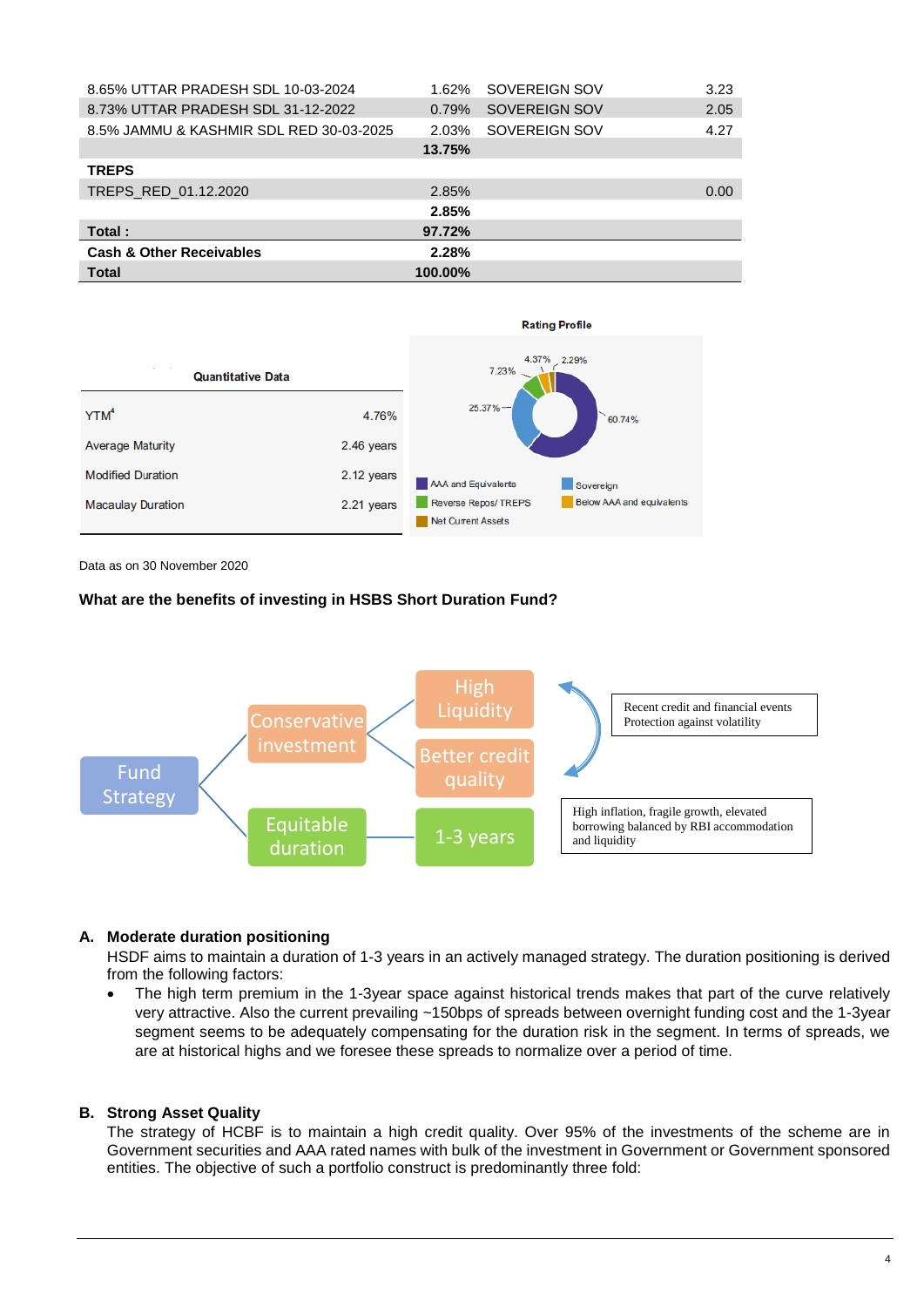| | | | |
|---|---|---|---|
| 8.65% UTTAR PRADESH SDL 10-03-2024 | 1.62% | SOVEREIGN SOV | 3.23 |
| 8.73% UTTAR PRADESH SDL 31-12-2022 | 0.79% | SOVEREIGN SOV | 2.05 |
| 8.5% JAMMU & KASHMIR SDL RED 30-03-2025 | 2.03% | SOVEREIGN SOV | 4.27 |
| | **13.75%** | | |
| **TREPS** | | | |
| TREPS_RED_01.12.2020 | 2.85% | | 0.00 |
| | **2.85%** | | |
| **Total :** | **97.72%** | | |
| **Cash & Other Receivables** | **2.28%** | | |
| **Total** | **100.00%** | | |

**Quantitative Data**

| | |
|---|---|
| YTM[4] | 4.76% |
| Average Maturity | 2.46 years |
| Modified Duration | 2.12 years |
| Macaulay Duration | 2.21 years |

**Rating Profile**

| Category | % |
|---|---|
| AAA and Equivalents | 60.74% |
| Sovereign | 25.37% |
| Reverse Repos/ TREPS | 7.23% |
| Below AAA and equivalents | 4.37% |
| Net Current Assets | 2.29% |

Data as on 30 November 2020

**What are the benefits of investing in HSBS Short Duration Fund?**

Fund Strategy → Conservative investment → High Liquidity; Better credit quality

Fund Strategy → Equitable duration → 1-3 years

Recent credit and financial events Protection against volatility

High inflation, fragile growth, elevated borrowing balanced by RBI accommodation and liquidity

**A. Moderate duration positioning**

HSDF aims to maintain a duration of 1-3 years in an actively managed strategy. The duration positioning is derived from the following factors:

- The high term premium in the 1-3year space against historical trends makes that part of the curve relatively very attractive. Also the current prevailing ~150bps of spreads between overnight funding cost and the 1-3year segment seems to be adequately compensating for the duration risk in the segment. In terms of spreads, we are at historical highs and we foresee these spreads to normalize over a period of time.

**B. Strong Asset Quality**

The strategy of HCBF is to maintain a high credit quality. Over 95% of the investments of the scheme are in Government securities and AAA rated names with bulk of the investment in Government or Government sponsored entities. The objective of such a portfolio construct is predominantly three fold: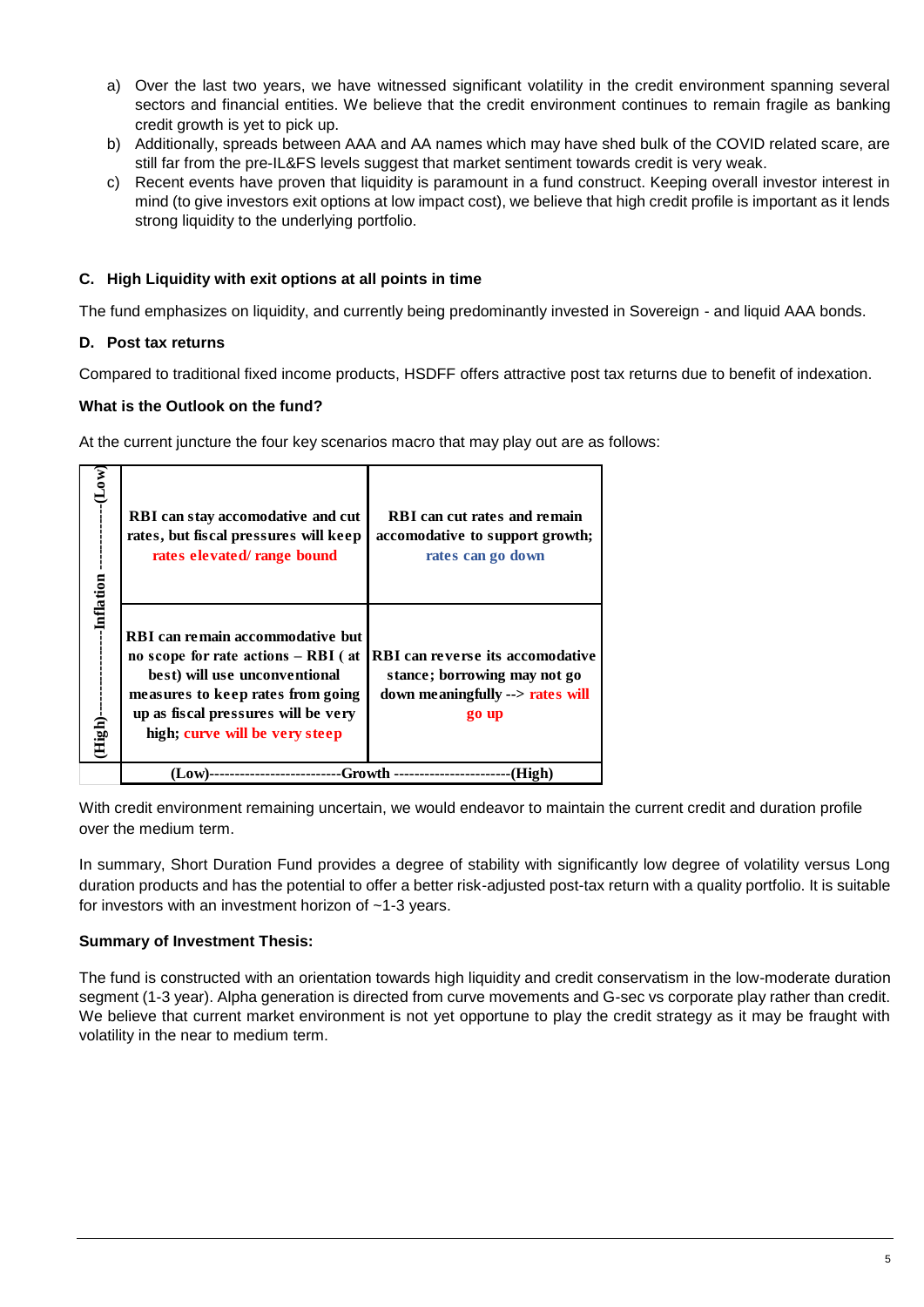a) Over the last two years, we have witnessed significant volatility in the credit environment spanning several sectors and financial entities. We believe that the credit environment continues to remain fragile as banking credit growth is yet to pick up.
b) Additionally, spreads between AAA and AA names which may have shed bulk of the COVID related scare, are still far from the pre-IL&FS levels suggest that market sentiment towards credit is very weak.
c) Recent events have proven that liquidity is paramount in a fund construct. Keeping overall investor interest in mind (to give investors exit options at low impact cost), we believe that high credit profile is important as it lends strong liquidity to the underlying portfolio.

**C. High Liquidity with exit options at all points in time**

The fund emphasizes on liquidity, and currently being predominantly invested in Sovereign - and liquid AAA bonds.

**D. Post tax returns**

Compared to traditional fixed income products, HSDFF offers attractive post tax returns due to benefit of indexation.

**What is the Outlook on the fund?**

At the current juncture the four key scenarios macro that may play out are as follows:

| (High)------------------Inflation ------------(Low) | | |
|---|---|---|
| Low Inflation | RBI can stay accomodative and cut rates, but fiscal pressures will keep rates elevated/ range bound | RBI can cut rates and remain accomodative to support growth; rates can go down |
| High Inflation | RBI can remain accommodative but no scope for rate actions – RBI ( at best) will use unconventional measures to keep rates from going up as fiscal pressures will be very high; curve will be very steep | RBI can reverse its accomodative stance; borrowing may not go down meaningfully --> rates will go up |
| | (Low)--------------------------Growth | ----------------------(High) |

With credit environment remaining uncertain, we would endeavor to maintain the current credit and duration profile over the medium term.

In summary, Short Duration Fund provides a degree of stability with significantly low degree of volatility versus Long duration products and has the potential to offer a better risk-adjusted post-tax return with a quality portfolio. It is suitable for investors with an investment horizon of ~1-3 years.

**Summary of Investment Thesis:**

The fund is constructed with an orientation towards high liquidity and credit conservatism in the low-moderate duration segment (1-3 year). Alpha generation is directed from curve movements and G-sec vs corporate play rather than credit. We believe that current market environment is not yet opportune to play the credit strategy as it may be fraught with volatility in the near to medium term.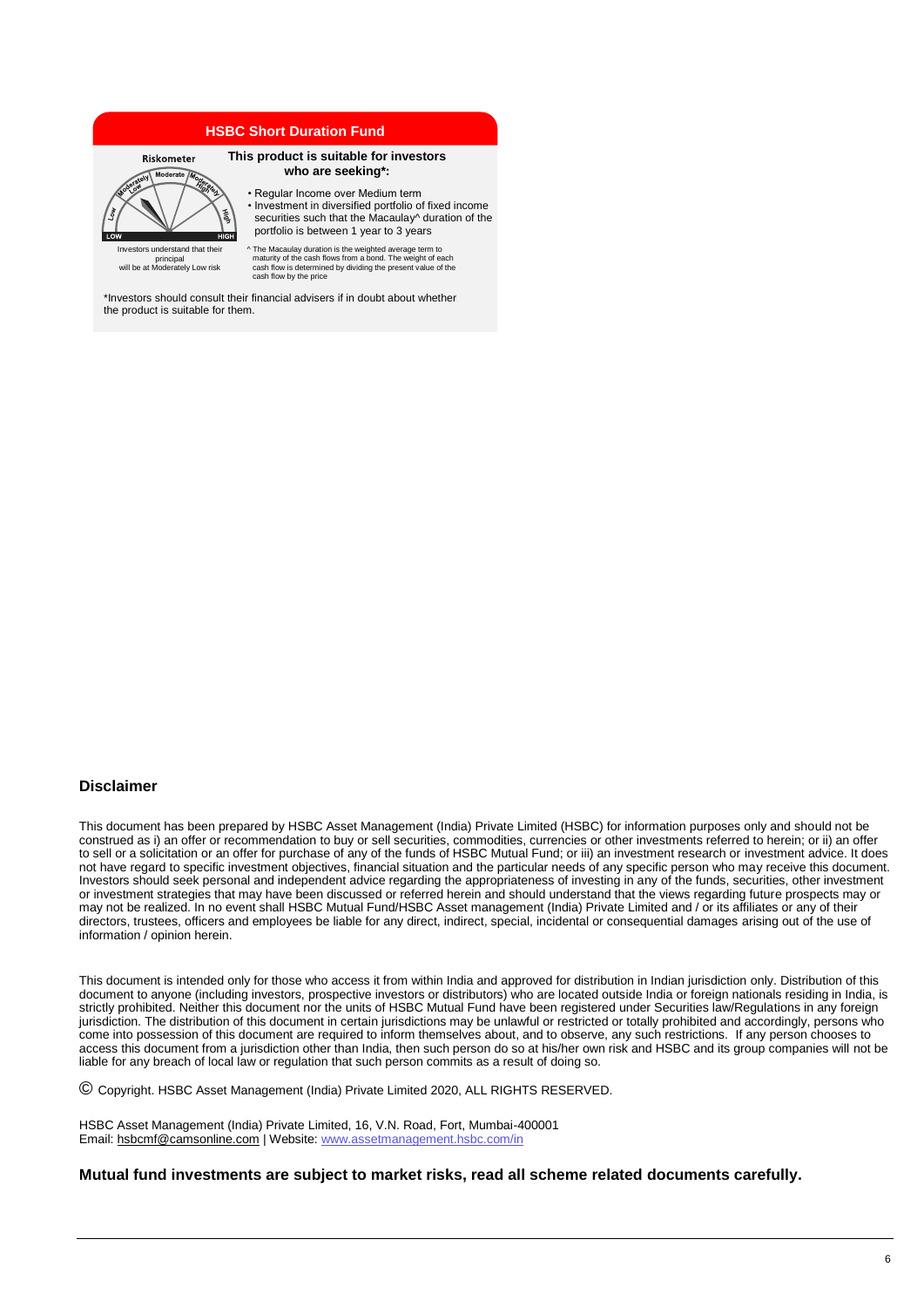## HSBC Short Duration Fund

Riskometer

Moderate
Moderately Low
Moderately High
Low
High
LOW
HIGH

Investors understand that their principal will be at Moderately Low risk

**This product is suitable for investors who are seeking*:**

- Regular Income over Medium term
- Investment in diversified portfolio of fixed income securities such that the Macaulay^ duration of the portfolio is between 1 year to 3 years

^ The Macaulay duration is the weighted average term to maturity of the cash flows from a bond. The weight of each cash flow is determined by dividing the present value of the cash flow by the price

*Investors should consult their financial advisers if in doubt about whether the product is suitable for them.

### Disclaimer

This document has been prepared by HSBC Asset Management (India) Private Limited (HSBC) for information purposes only and should not be construed as i) an offer or recommendation to buy or sell securities, commodities, currencies or other investments referred to herein; or ii) an offer to sell or a solicitation or an offer for purchase of any of the funds of HSBC Mutual Fund; or iii) an investment research or investment advice. It does not have regard to specific investment objectives, financial situation and the particular needs of any specific person who may receive this document. Investors should seek personal and independent advice regarding the appropriateness of investing in any of the funds, securities, other investment or investment strategies that may have been discussed or referred herein and should understand that the views regarding future prospects may or may not be realized. In no event shall HSBC Mutual Fund/HSBC Asset management (India) Private Limited and / or its affiliates or any of their directors, trustees, officers and employees be liable for any direct, indirect, special, incidental or consequential damages arising out of the use of information / opinion herein.

This document is intended only for those who access it from within India and approved for distribution in Indian jurisdiction only. Distribution of this document to anyone (including investors, prospective investors or distributors) who are located outside India or foreign nationals residing in India, is strictly prohibited. Neither this document nor the units of HSBC Mutual Fund have been registered under Securities law/Regulations in any foreign jurisdiction. The distribution of this document in certain jurisdictions may be unlawful or restricted or totally prohibited and accordingly, persons who come into possession of this document are required to inform themselves about, and to observe, any such restrictions. If any person chooses to access this document from a jurisdiction other than India, then such person do so at his/her own risk and HSBC and its group companies will not be liable for any breach of local law or regulation that such person commits as a result of doing so.

© Copyright. HSBC Asset Management (India) Private Limited 2020, ALL RIGHTS RESERVED.

HSBC Asset Management (India) Private Limited, 16, V.N. Road, Fort, Mumbai-400001
Email: hsbcmf@camsonline.com | Website: www.assetmanagement.hsbc.com/in

**Mutual fund investments are subject to market risks, read all scheme related documents carefully.**